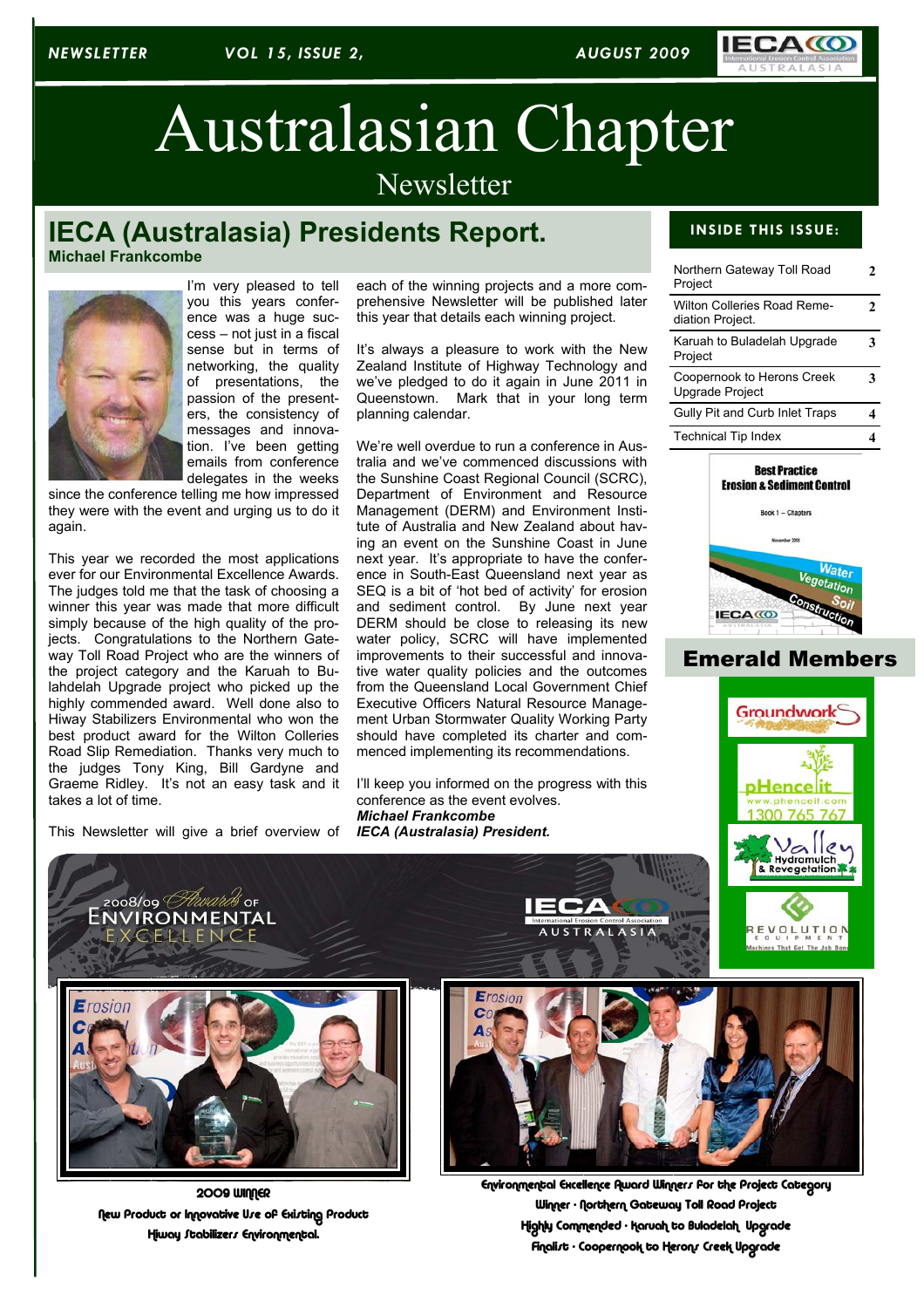NEWSLETTER VOL 15, ISSUE 2, AUGUST 2009

# Australasian Chapter

Newsletter

## IECA (Australasia) Presidents Report.

**Michael Frankcombe**

I'm very pleased to tell you this years conference was a huge success – not just in a fiscal sense but in terms of networking, the quality of presentations, the passion of the presenters, the consistency of messages and innovation. I've been getting emails from conference delegates in the weeks since the conference telling me how impressed they were with the event and urging us to do it again.

This year we recorded the most applications ever for our Environmental Excellence Awards. The judges told me that the task of choosing a winner this year was made that more difficult simply because of the high quality of the projects. Congratulations to the Northern Gateway Toll Road Project who are the winners of the project category and the Karuah to Bulahdelah Upgrade Project who picked up the highly commended award. Well done also to Hiway Stabilizers Environmental who won the best product award for the Wilton Colleries Road Slip Remediation. Thanks very much to the judges Tony King, Bill Gardyne and Graeme Ridley. It's not an easy task and it takes a lot of time.

This Newsletter will give a brief overview of each of the winning projects and a more comprehensive Newsletter will be published later this year that details each winning project.

It's always a pleasure to work with the New Zealand Institute of Highway Technology and we've pledged to do it again in June 2011 in Queenstown. Mark that in your long term planning calendar.

We're well overdue to run a conference in Australia and we've commenced discussions with the Sunshine Coast Regional Council (SCRC), Department of Environment and Resource Management (DERM) and Environment Institute of Australia and New Zealand about having an event on the Sunshine Coast in June next year. It's appropriate to have the conference in South-East Queensland next year as SEQ is a bit of 'hot bed of activity' for erosion and sediment control. By June next year DERM should be close to releasing its new water policy, SCRC will have implemented improvements to their successful and innovative water quality policies and the outcomes from the Queensland Local Government Chief Executive Officers Natural Resource Management Urban Stormwater Quality Working Party should have completed its charter and commenced implementing its recommendations.

I'll keep you informed on the progress with this conference as the event evolves.

***Michael Frankcombe***
***IECA (Australasia) President.***

**INSIDE THIS ISSUE:**

| | |
|---|---|
| Northern Gateway Toll Road Project | 2 |
| Wilton Colleries Road Remediation Project. | 2 |
| Karuah to Buladelah Upgrade Project | 3 |
| Coopernook to Herons Creek Upgrade Project | 3 |
| Gully Pit and Curb Inlet Traps | 4 |
| Technical Tip Index | 4 |

**Best Practice Erosion & Sediment Control**

## Emerald Members

Groundwork
pHencelit — www.phencelit.com 1300 765 767
Valley Hydramulch & Revegetation
REVOLUTION EQUIPMENT — Machines That Get The Job Done

2008/09 Awards of Environmental Excellence — IECA Australasia

**2009 WINNER**
**New Product or Innovative Use of Existing Product**
**Hiway Stabilizers Environmental.**

**Environmental Excellence Award Winners For the Project Category**
**Winner - Northern Gateway Toll Road Project**
**Highly Commended - Karuah to Buladelah Upgrade**
**Finalist - Coopernook to Herons Creek Upgrade**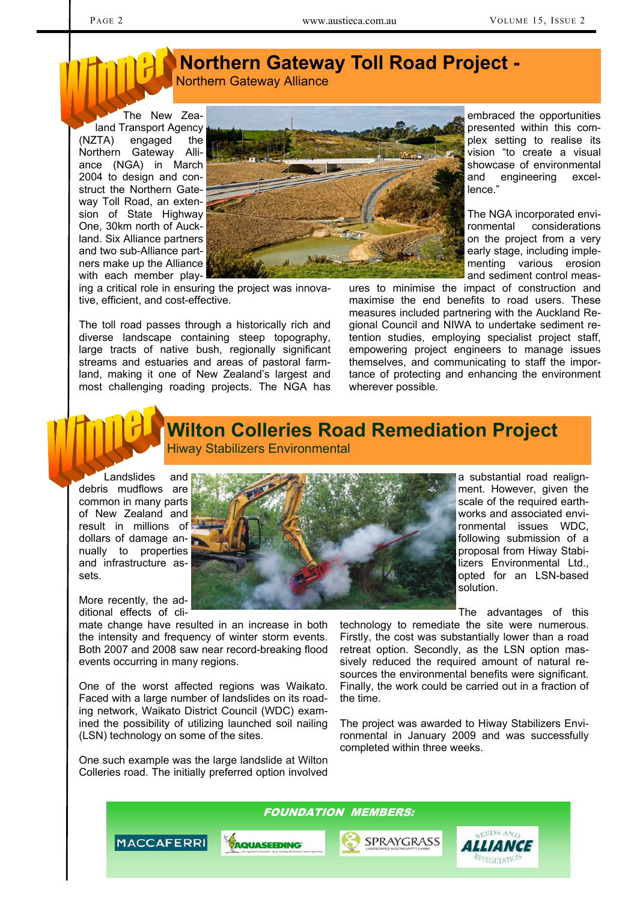Winner

## Northern Gateway Toll Road Project -

Northern Gateway Alliance

The New Zealand Transport Agency (NZTA) engaged the Northern Gateway Alliance (NGA) in March 2004 to design and construct the Northern Gateway Toll Road, an extension of State Highway One, 30km north of Auckland. Six Alliance partners and two sub-Alliance partners make up the Alliance with each member playing a critical role in ensuring the project was innovative, efficient, and cost-effective.

The toll road passes through a historically rich and diverse landscape containing steep topography, large tracts of native bush, regionally significant streams and estuaries and areas of pastoral farmland, making it one of New Zealand's largest and most challenging roading projects. The NGA has embraced the opportunities presented within this complex setting to realise its vision "to create a visual showcase of environmental and engineering excellence."

The NGA incorporated environmental considerations on the project from a very early stage, including implementing various erosion and sediment control measures to minimise the impact of construction and maximise the end benefits to road users. These measures included partnering with the Auckland Regional Council and NIWA to undertake sediment retention studies, employing specialist project staff, empowering project engineers to manage issues themselves, and communicating to staff the importance of protecting and enhancing the environment wherever possible.

Winner

## Wilton Colleries Road Remediation Project

Hiway Stabilizers Environmental

Landslides and debris mudflows are common in many parts of New Zealand and result in millions of dollars of damage annually to properties and infrastructure assets.

More recently, the additional effects of climate change have resulted in an increase in both the intensity and frequency of winter storm events. Both 2007 and 2008 saw near record-breaking flood events occurring in many regions.

One of the worst affected regions was Waikato. Faced with a large number of landslides on its roading network, Waikato District Council (WDC) examined the possibility of utilizing launched soil nailing (LSN) technology on some of the sites.

One such example was the large landslide at Wilton Colleries road. The initially preferred option involved a substantial road realignment. However, given the scale of the required earthworks and associated environmental issues WDC, following submission of a proposal from Hiway Stabilizers Environmental Ltd., opted for an LSN-based solution.

The advantages of this technology to remediate the site were numerous. Firstly, the cost was substantially lower than a road retreat option. Secondly, as the LSN option massively reduced the required amount of natural resources the environmental benefits were significant. Finally, the work could be carried out in a fraction of the time.

The project was awarded to Hiway Stabilizers Environmental in January 2009 and was successfully completed within three weeks.

*FOUNDATION MEMBERS:*

MACCAFERRI · AQUASEEDING · SPRAYGRASS · SEEDS AND ALLIANCE REVEGETATION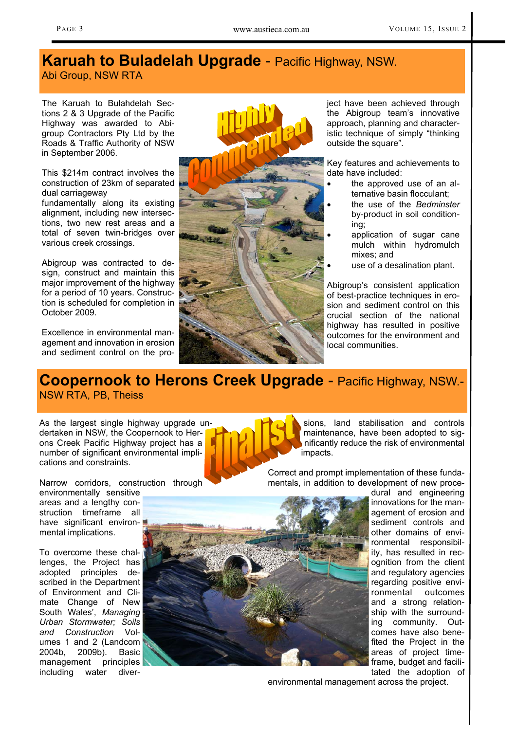## Karuah to Buladelah Upgrade - Pacific Highway, NSW.

Abi Group, NSW RTA

Highly Commended

The Karuah to Bulahdelah Sections 2 & 3 Upgrade of the Pacific Highway was awarded to Abigroup Contractors Pty Ltd by the Roads & Traffic Authority of NSW in September 2006.

This $214m contract involves the construction of 23km of separated dual carriageway fundamentally along its existing alignment, including new intersections, two new rest areas and a total of seven twin-bridges over various creek crossings.

Abigroup was contracted to design, construct and maintain this major improvement of the highway for a period of 10 years. Construction is scheduled for completion in October 2009.

Excellence in environmental management and innovation in erosion and sediment control on the project have been achieved through the Abigroup team's innovative approach, planning and characteristic technique of simply "thinking outside the square".

Key features and achievements to date have included:

- the approved use of an alternative basin flocculant;
- the use of the *Bedminster* by-product in soil conditioning;
- application of sugar cane mulch within hydromulch mixes; and
- use of a desalination plant.

Abigroup's consistent application of best-practice techniques in erosion and sediment control on this crucial section of the national highway has resulted in positive outcomes for the environment and local communities.

## Coopernook to Herons Creek Upgrade - Pacific Highway, NSW.-

NSW RTA, PB, Theiss

Finalist

As the largest single highway upgrade undertaken in NSW, the Coopernook to Herons Creek Pacific Highway project has a number of significant environmental implications and constraints.

Narrow corridors, construction through environmentally sensitive areas and a lengthy construction timeframe all have significant environmental implications.

To overcome these challenges, the Project has adopted principles described in the Department of Environment and Climate Change of New South Wales', *Managing Urban Stormwater; Soils and Construction* Volumes 1 and 2 (Landcom 2004b, 2009b). Basic management principles including water diversions, land stabilisation and controls maintenance, have been adopted to significantly reduce the risk of environmental impacts.

Correct and prompt implementation of these fundamentals, in addition to development of new procedural and engineering innovations for the management of erosion and sediment controls and other domains of environmental responsibility, has resulted in recognition from the client and regulatory agencies regarding positive environmental outcomes and a strong relationship with the surrounding community. Outcomes have also benefited the Project in the areas of project timeframe, budget and facilitated the adoption of environmental management across the project.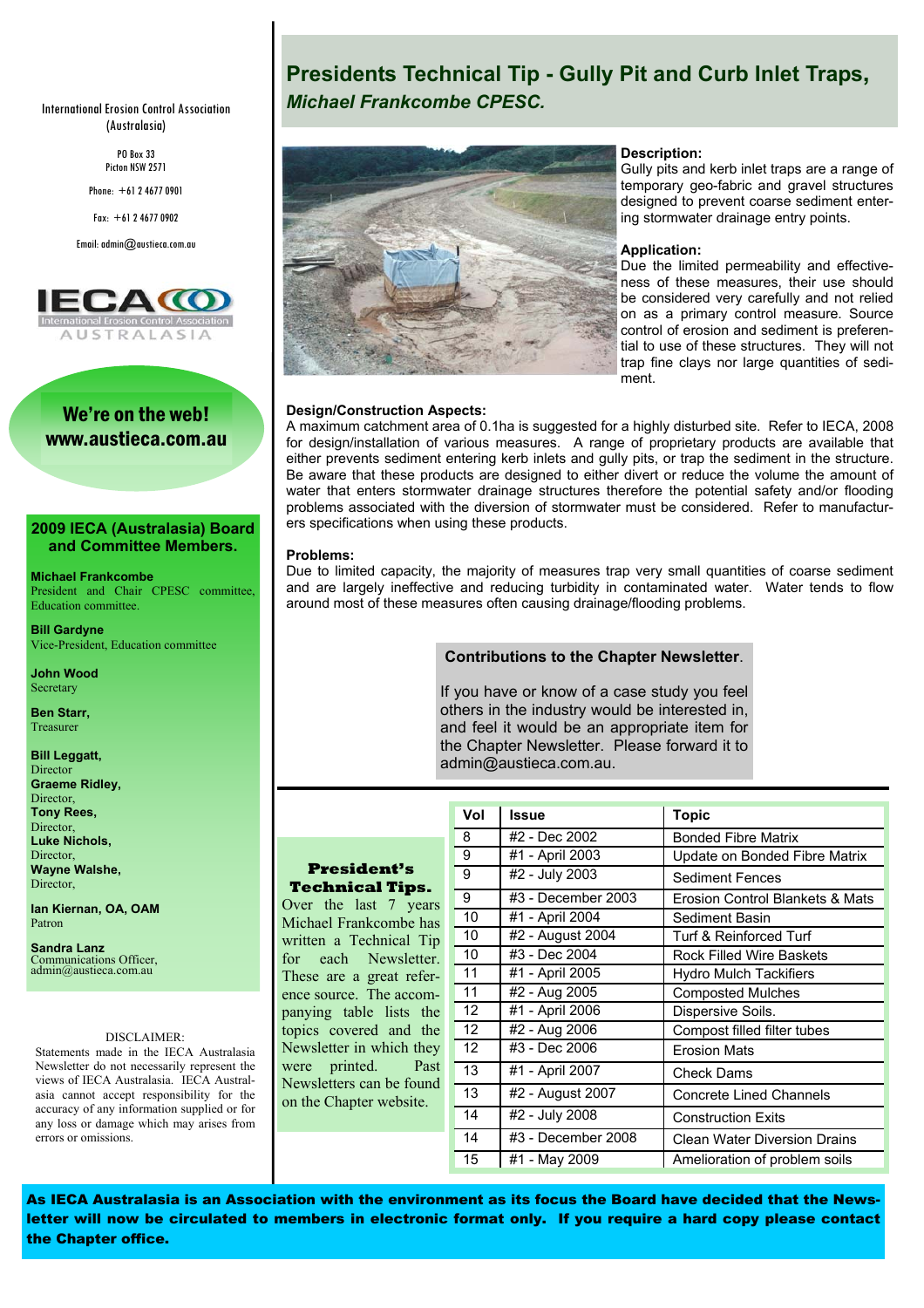International Erosion Control Association (Australasia)

PO Box 33
Picton NSW 2571

Phone: +61 2 4677 0901

Fax: +61 2 4677 0902

Email: admin@austieca.com.au

**We're on the web!**
**www.austieca.com.au**

## 2009 IECA (Australasia) Board and Committee Members.

**Michael Frankcombe**
President and Chair CPESC committee, Education committee.

**Bill Gardyne**
Vice-President, Education committee

**John Wood**
Secretary

**Ben Starr,**
Treasurer

**Bill Leggatt,**
Director

**Graeme Ridley,**
Director,

**Tony Rees,**
Director,

**Luke Nichols,**
Director,

**Wayne Walshe,**
Director,

**Ian Kiernan, OA, OAM**
Patron

**Sandra Lanz**
Communications Officer,
admin@austieca.com.au

DISCLAIMER:
Statements made in the IECA Australasia Newsletter do not necessarily represent the views of IECA Australasia. IECA Australasia cannot accept responsibility for the accuracy of any information supplied or for any loss or damage which may arises from errors or omissions.

# Presidents Technical Tip - Gully Pit and Curb Inlet Traps,

***Michael Frankcombe CPESC.***

**Description:**
Gully pits and kerb inlet traps are a range of temporary geo-fabric and gravel structures designed to prevent coarse sediment entering stormwater drainage entry points.

**Application:**
Due the limited permeability and effectiveness of these measures, their use should be considered very carefully and not relied on as a primary control measure. Source control of erosion and sediment is preferential to use of these structures. They will not trap fine clays nor large quantities of sediment.

**Design/Construction Aspects:**
A maximum catchment area of 0.1ha is suggested for a highly disturbed site. Refer to IECA, 2008 for design/installation of various measures. A range of proprietary products are available that either prevents sediment entering kerb inlets and gully pits, or trap the sediment in the structure. Be aware that these products are designed to either divert or reduce the volume the amount of water that enters stormwater drainage structures therefore the potential safety and/or flooding problems associated with the diversion of stormwater must be considered. Refer to manufacturers specifications when using these products.

**Problems:**
Due to limited capacity, the majority of measures trap very small quantities of coarse sediment and are largely ineffective and reducing turbidity in contaminated water. Water tends to flow around most of these measures often causing drainage/flooding problems.

**Contributions to the Chapter Newsletter**.

If you have or know of a case study you feel others in the industry would be interested in, and feel it would be an appropriate item for the Chapter Newsletter. Please forward it to admin@austieca.com.au.

**President's Technical Tips.**
Over the last 7 years Michael Frankcombe has written a Technical Tip for each Newsletter. These are a great reference source. The accompanying table lists the topics covered and the Newsletter in which they were printed. Past Newsletters can be found on the Chapter website.

| Vol | Issue | Topic |
|---|---|---|
| 8 | #2 - Dec 2002 | Bonded Fibre Matrix |
| 9 | #1 - April 2003 | Update on Bonded Fibre Matrix |
| 9 | #2 - July 2003 | Sediment Fences |
| 9 | #3 - December 2003 | Erosion Control Blankets & Mats |
| 10 | #1 - April 2004 | Sediment Basin |
| 10 | #2 - August 2004 | Turf & Reinforced Turf |
| 10 | #3 - Dec 2004 | Rock Filled Wire Baskets |
| 11 | #1 - April 2005 | Hydro Mulch Tackifiers |
| 11 | #2 - Aug 2005 | Composted Mulches |
| 12 | #1 - April 2006 | Dispersive Soils. |
| 12 | #2 - Aug 2006 | Compost filled filter tubes |
| 12 | #3 - Dec 2006 | Erosion Mats |
| 13 | #1 - April 2007 | Check Dams |
| 13 | #2 - August 2007 | Concrete Lined Channels |
| 14 | #2 - July 2008 | Construction Exits |
| 14 | #3 - December 2008 | Clean Water Diversion Drains |
| 15 | #1 - May 2009 | Amelioration of problem soils |

**As IECA Australasia is an Association with the environment as its focus the Board have decided that the Newsletter will now be circulated to members in electronic format only. If you require a hard copy please contact the Chapter office.**